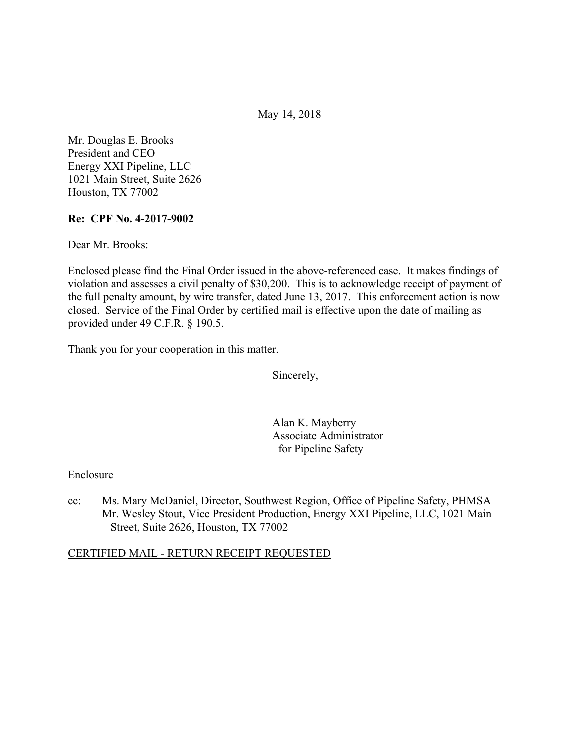May 14, 2018

Mr. Douglas E. Brooks
President and CEO
Energy XXI Pipeline, LLC
1021 Main Street, Suite 2626
Houston, TX 77002

**Re: CPF No. 4-2017-9002**

Dear Mr. Brooks:

Enclosed please find the Final Order issued in the above-referenced case. It makes findings of violation and assesses a civil penalty of $30,200. This is to acknowledge receipt of payment of the full penalty amount, by wire transfer, dated June 13, 2017. This enforcement action is now closed. Service of the Final Order by certified mail is effective upon the date of mailing as provided under 49 C.F.R. § 190.5.

Thank you for your cooperation in this matter.

Sincerely,

Alan K. Mayberry
Associate Administrator
for Pipeline Safety

Enclosure

cc: Ms. Mary McDaniel, Director, Southwest Region, Office of Pipeline Safety, PHMSA
Mr. Wesley Stout, Vice President Production, Energy XXI Pipeline, LLC, 1021 Main Street, Suite 2626, Houston, TX 77002

CERTIFIED MAIL - RETURN RECEIPT REQUESTED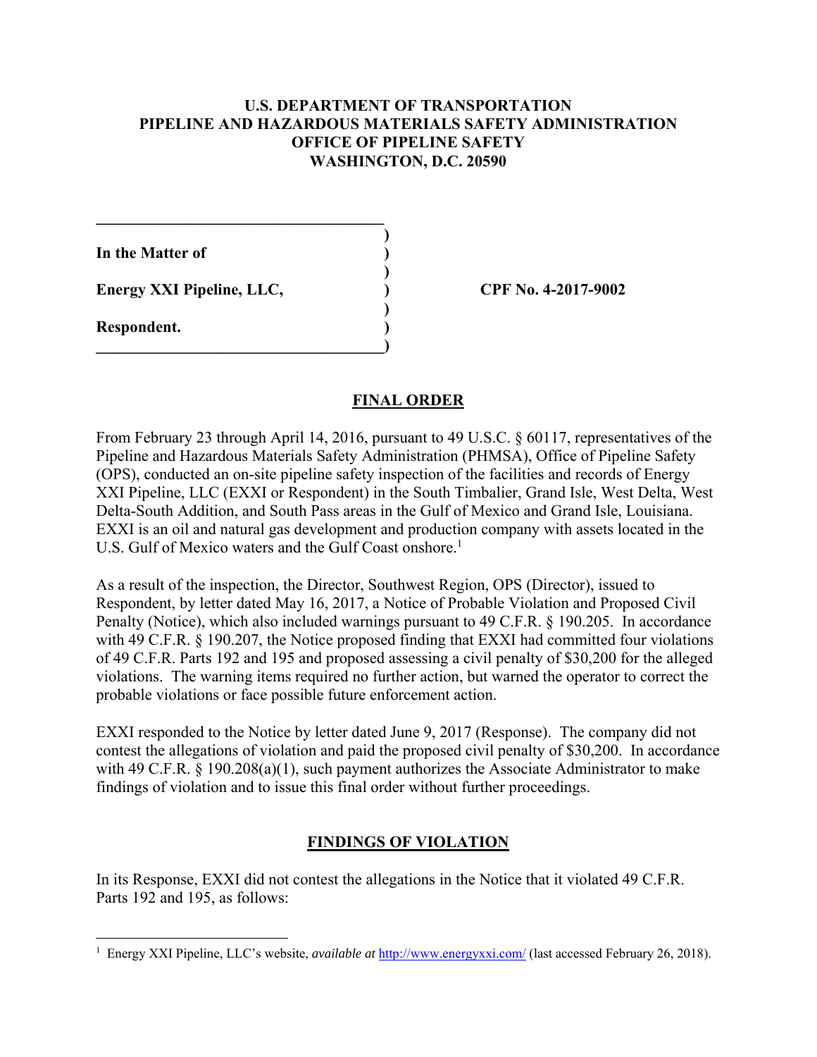**U.S. DEPARTMENT OF TRANSPORTATION**
**PIPELINE AND HAZARDOUS MATERIALS SAFETY ADMINISTRATION**
**OFFICE OF PIPELINE SAFETY**
**WASHINGTON, D.C. 20590**

| | |
|---|---|
| **In the Matter of** | |
| **Energy XXI Pipeline, LLC,** | **CPF No. 4-2017-9002** |
| **Respondent.** | |

## FINAL ORDER

From February 23 through April 14, 2016, pursuant to 49 U.S.C. § 60117, representatives of the Pipeline and Hazardous Materials Safety Administration (PHMSA), Office of Pipeline Safety (OPS), conducted an on-site pipeline safety inspection of the facilities and records of Energy XXI Pipeline, LLC (EXXI or Respondent) in the South Timbalier, Grand Isle, West Delta, West Delta-South Addition, and South Pass areas in the Gulf of Mexico and Grand Isle, Louisiana. EXXI is an oil and natural gas development and production company with assets located in the U.S. Gulf of Mexico waters and the Gulf Coast onshore.[1]

As a result of the inspection, the Director, Southwest Region, OPS (Director), issued to Respondent, by letter dated May 16, 2017, a Notice of Probable Violation and Proposed Civil Penalty (Notice), which also included warnings pursuant to 49 C.F.R. § 190.205. In accordance with 49 C.F.R. § 190.207, the Notice proposed finding that EXXI had committed four violations of 49 C.F.R. Parts 192 and 195 and proposed assessing a civil penalty of $30,200 for the alleged violations. The warning items required no further action, but warned the operator to correct the probable violations or face possible future enforcement action.

EXXI responded to the Notice by letter dated June 9, 2017 (Response). The company did not contest the allegations of violation and paid the proposed civil penalty of $30,200. In accordance with 49 C.F.R. § 190.208(a)(1), such payment authorizes the Associate Administrator to make findings of violation and to issue this final order without further proceedings.

## FINDINGS OF VIOLATION

In its Response, EXXI did not contest the allegations in the Notice that it violated 49 C.F.R. Parts 192 and 195, as follows:

[1] Energy XXI Pipeline, LLC's website, *available at* http://www.energyxxi.com/ (last accessed February 26, 2018).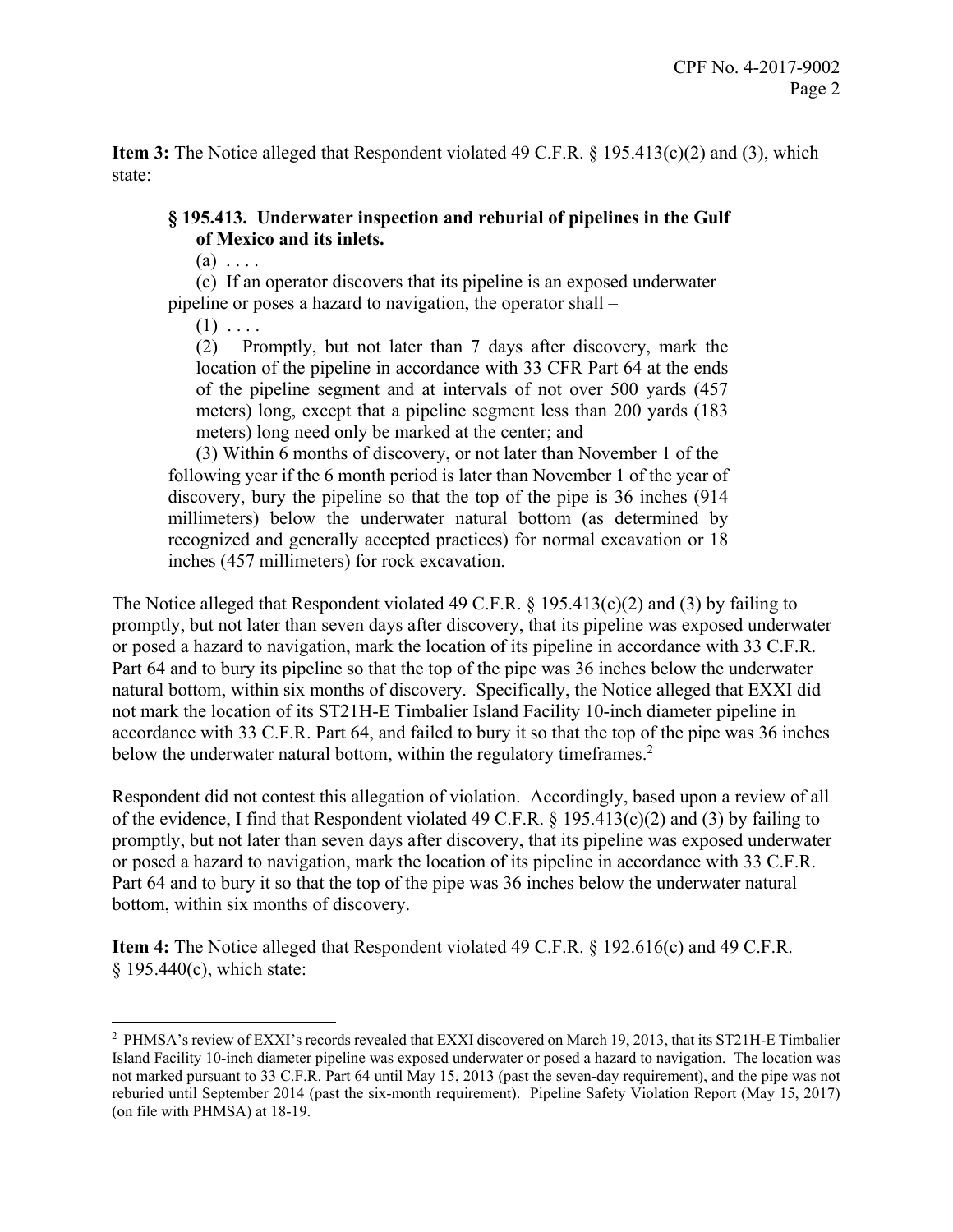**Item 3:** The Notice alleged that Respondent violated 49 C.F.R. § 195.413(c)(2) and (3), which state:

> **§ 195.413. Underwater inspection and reburial of pipelines in the Gulf of Mexico and its inlets.**
>
> (a) . . . .
>
> (c) If an operator discovers that its pipeline is an exposed underwater pipeline or poses a hazard to navigation, the operator shall –
>
> (1) . . . .
>
> (2) Promptly, but not later than 7 days after discovery, mark the location of the pipeline in accordance with 33 CFR Part 64 at the ends of the pipeline segment and at intervals of not over 500 yards (457 meters) long, except that a pipeline segment less than 200 yards (183 meters) long need only be marked at the center; and
>
> (3) Within 6 months of discovery, or not later than November 1 of the following year if the 6 month period is later than November 1 of the year of discovery, bury the pipeline so that the top of the pipe is 36 inches (914 millimeters) below the underwater natural bottom (as determined by recognized and generally accepted practices) for normal excavation or 18 inches (457 millimeters) for rock excavation.

The Notice alleged that Respondent violated 49 C.F.R. § 195.413(c)(2) and (3) by failing to promptly, but not later than seven days after discovery, that its pipeline was exposed underwater or posed a hazard to navigation, mark the location of its pipeline in accordance with 33 C.F.R. Part 64 and to bury its pipeline so that the top of the pipe was 36 inches below the underwater natural bottom, within six months of discovery. Specifically, the Notice alleged that EXXI did not mark the location of its ST21H-E Timbalier Island Facility 10-inch diameter pipeline in accordance with 33 C.F.R. Part 64, and failed to bury it so that the top of the pipe was 36 inches below the underwater natural bottom, within the regulatory timeframes.[2]

Respondent did not contest this allegation of violation. Accordingly, based upon a review of all of the evidence, I find that Respondent violated 49 C.F.R. § 195.413(c)(2) and (3) by failing to promptly, but not later than seven days after discovery, that its pipeline was exposed underwater or posed a hazard to navigation, mark the location of its pipeline in accordance with 33 C.F.R. Part 64 and to bury it so that the top of the pipe was 36 inches below the underwater natural bottom, within six months of discovery.

**Item 4:** The Notice alleged that Respondent violated 49 C.F.R. § 192.616(c) and 49 C.F.R. § 195.440(c), which state:

---

[2] PHMSA's review of EXXI's records revealed that EXXI discovered on March 19, 2013, that its ST21H-E Timbalier Island Facility 10-inch diameter pipeline was exposed underwater or posed a hazard to navigation. The location was not marked pursuant to 33 C.F.R. Part 64 until May 15, 2013 (past the seven-day requirement), and the pipe was not reburied until September 2014 (past the six-month requirement). Pipeline Safety Violation Report (May 15, 2017) (on file with PHMSA) at 18-19.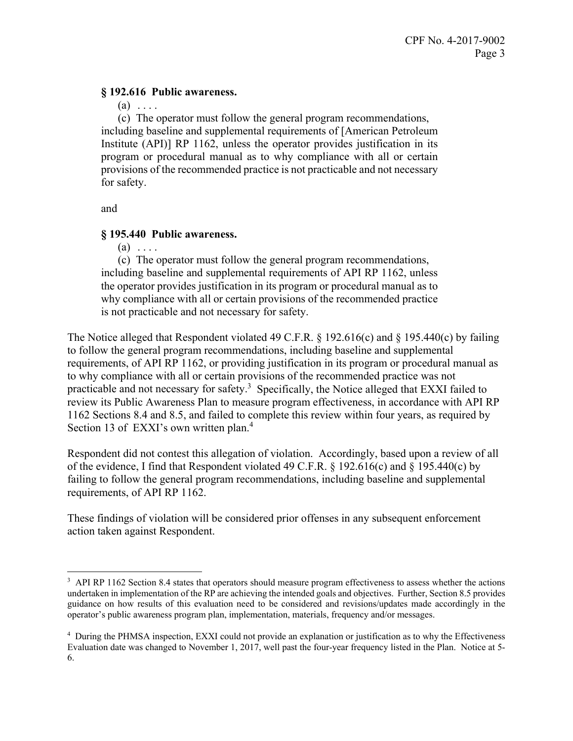**§ 192.616 Public awareness.**

(a) . . . .

(c) The operator must follow the general program recommendations, including baseline and supplemental requirements of [American Petroleum Institute (API)] RP 1162, unless the operator provides justification in its program or procedural manual as to why compliance with all or certain provisions of the recommended practice is not practicable and not necessary for safety.

and

**§ 195.440 Public awareness.**

(a) . . . .

(c) The operator must follow the general program recommendations, including baseline and supplemental requirements of API RP 1162, unless the operator provides justification in its program or procedural manual as to why compliance with all or certain provisions of the recommended practice is not practicable and not necessary for safety.

The Notice alleged that Respondent violated 49 C.F.R. § 192.616(c) and § 195.440(c) by failing to follow the general program recommendations, including baseline and supplemental requirements, of API RP 1162, or providing justification in its program or procedural manual as to why compliance with all or certain provisions of the recommended practice was not practicable and not necessary for safety.[3] Specifically, the Notice alleged that EXXI failed to review its Public Awareness Plan to measure program effectiveness, in accordance with API RP 1162 Sections 8.4 and 8.5, and failed to complete this review within four years, as required by Section 13 of EXXI's own written plan.[4]

Respondent did not contest this allegation of violation. Accordingly, based upon a review of all of the evidence, I find that Respondent violated 49 C.F.R. § 192.616(c) and § 195.440(c) by failing to follow the general program recommendations, including baseline and supplemental requirements, of API RP 1162.

These findings of violation will be considered prior offenses in any subsequent enforcement action taken against Respondent.

---

[3] API RP 1162 Section 8.4 states that operators should measure program effectiveness to assess whether the actions undertaken in implementation of the RP are achieving the intended goals and objectives. Further, Section 8.5 provides guidance on how results of this evaluation need to be considered and revisions/updates made accordingly in the operator's public awareness program plan, implementation, materials, frequency and/or messages.

[4] During the PHMSA inspection, EXXI could not provide an explanation or justification as to why the Effectiveness Evaluation date was changed to November 1, 2017, well past the four-year frequency listed in the Plan. Notice at 5-6.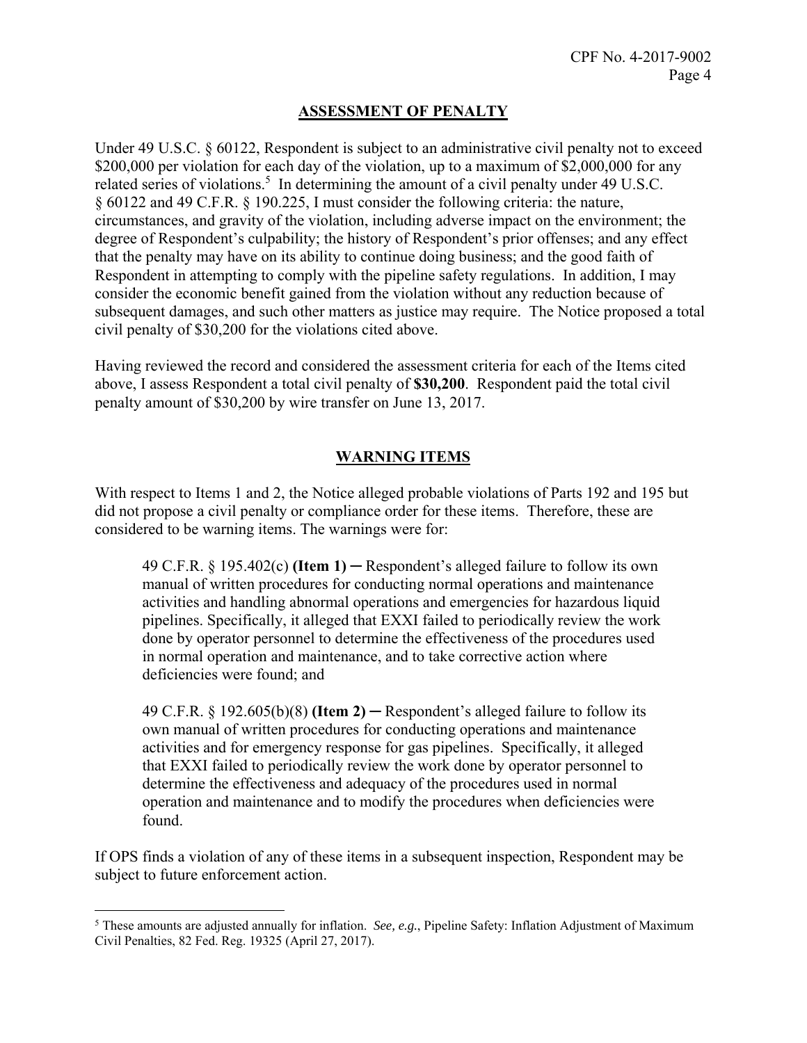## ASSESSMENT OF PENALTY

Under 49 U.S.C. § 60122, Respondent is subject to an administrative civil penalty not to exceed $200,000 per violation for each day of the violation, up to a maximum of $2,000,000 for any related series of violations.[5] In determining the amount of a civil penalty under 49 U.S.C. § 60122 and 49 C.F.R. § 190.225, I must consider the following criteria: the nature, circumstances, and gravity of the violation, including adverse impact on the environment; the degree of Respondent's culpability; the history of Respondent's prior offenses; and any effect that the penalty may have on its ability to continue doing business; and the good faith of Respondent in attempting to comply with the pipeline safety regulations. In addition, I may consider the economic benefit gained from the violation without any reduction because of subsequent damages, and such other matters as justice may require. The Notice proposed a total civil penalty of $30,200 for the violations cited above.

Having reviewed the record and considered the assessment criteria for each of the Items cited above, I assess Respondent a total civil penalty of **$30,200**. Respondent paid the total civil penalty amount of $30,200 by wire transfer on June 13, 2017.

## WARNING ITEMS

With respect to Items 1 and 2, the Notice alleged probable violations of Parts 192 and 195 but did not propose a civil penalty or compliance order for these items. Therefore, these are considered to be warning items. The warnings were for:

> 49 C.F.R. § 195.402(c) **(Item 1)** ─ Respondent's alleged failure to follow its own manual of written procedures for conducting normal operations and maintenance activities and handling abnormal operations and emergencies for hazardous liquid pipelines. Specifically, it alleged that EXXI failed to periodically review the work done by operator personnel to determine the effectiveness of the procedures used in normal operation and maintenance, and to take corrective action where deficiencies were found; and
>
> 49 C.F.R. § 192.605(b)(8) **(Item 2)** ─ Respondent's alleged failure to follow its own manual of written procedures for conducting operations and maintenance activities and for emergency response for gas pipelines. Specifically, it alleged that EXXI failed to periodically review the work done by operator personnel to determine the effectiveness and adequacy of the procedures used in normal operation and maintenance and to modify the procedures when deficiencies were found.

If OPS finds a violation of any of these items in a subsequent inspection, Respondent may be subject to future enforcement action.

---

[5] These amounts are adjusted annually for inflation. *See, e.g.*, Pipeline Safety: Inflation Adjustment of Maximum Civil Penalties, 82 Fed. Reg. 19325 (April 27, 2017).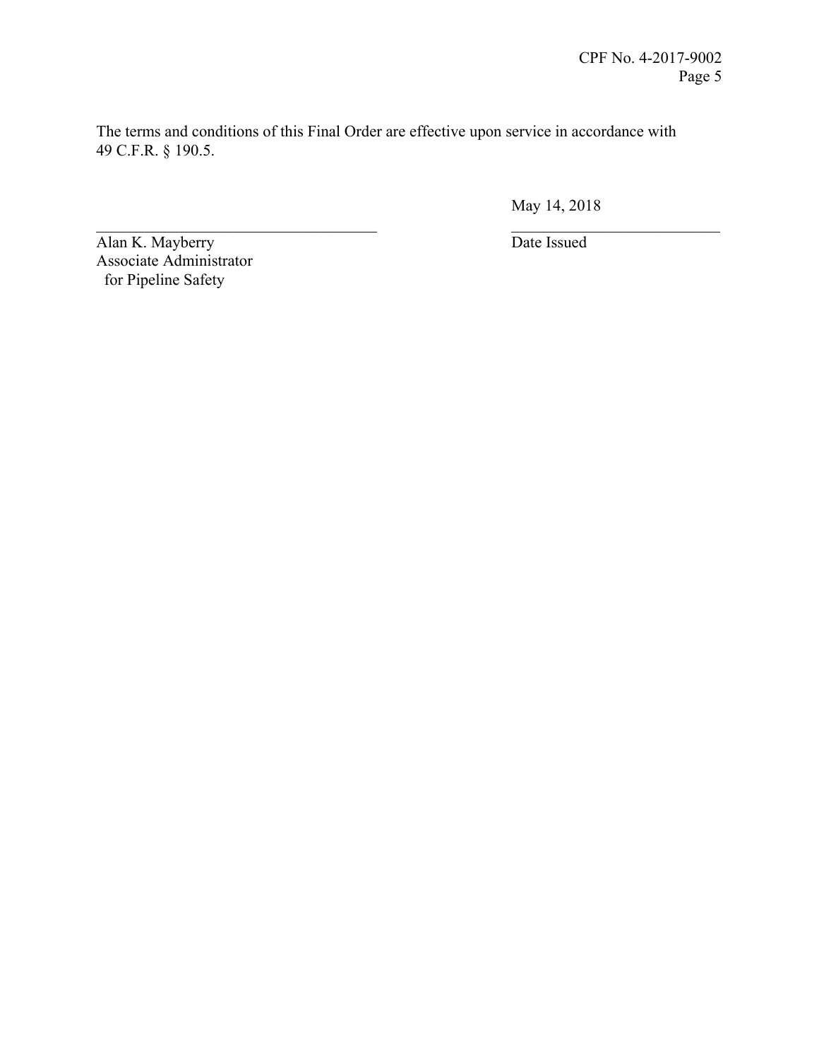The terms and conditions of this Final Order are effective upon service in accordance with 49 C.F.R. § 190.5.

May 14, 2018

\_\_\_\_\_\_\_\_\_\_\_\_\_\_\_\_\_\_\_\_\_\_\_\_\_\_\_\_\_\_\_\_\_\_\_\_\_ \_\_\_\_\_\_\_\_\_\_\_\_\_\_\_\_\_\_\_\_\_\_\_\_\_\_\_

Alan K. Mayberry
Associate Administrator
for Pipeline Safety

Date Issued